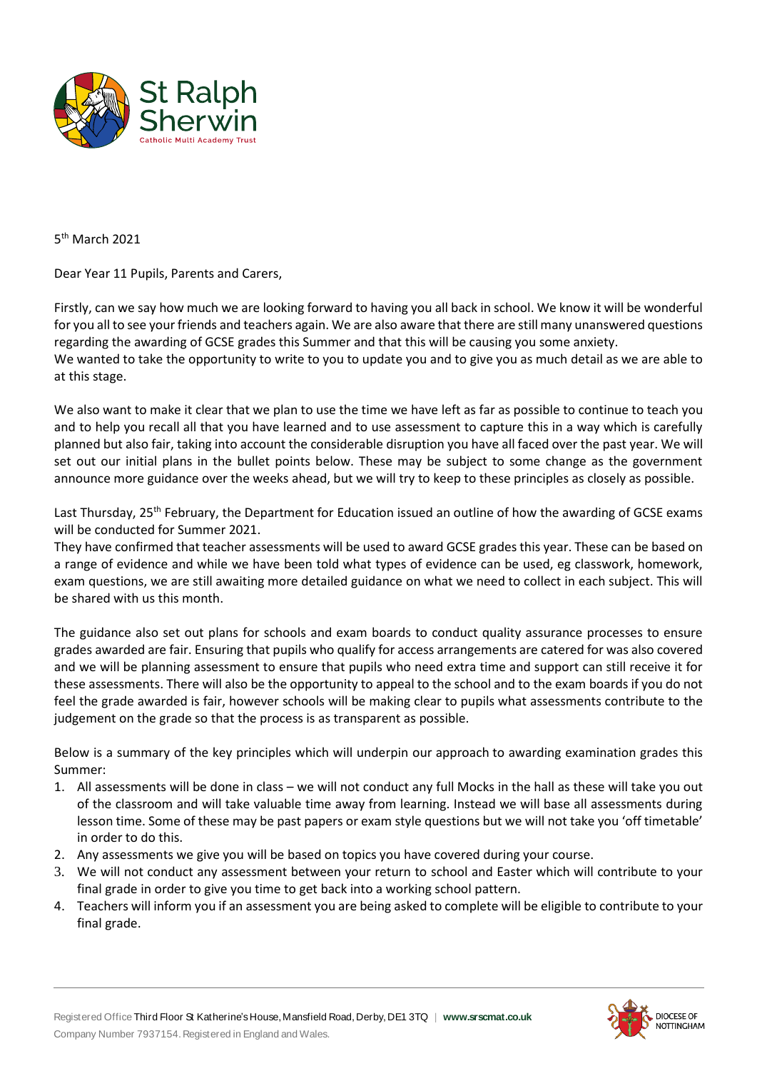St Ralph Sherwin
Catholic Multi Academy Trust

5th March 2021

Dear Year 11 Pupils, Parents and Carers,

Firstly, can we say how much we are looking forward to having you all back in school. We know it will be wonderful for you all to see your friends and teachers again. We are also aware that there are still many unanswered questions regarding the awarding of GCSE grades this Summer and that this will be causing you some anxiety.
We wanted to take the opportunity to write to you to update you and to give you as much detail as we are able to at this stage.

We also want to make it clear that we plan to use the time we have left as far as possible to continue to teach you and to help you recall all that you have learned and to use assessment to capture this in a way which is carefully planned but also fair, taking into account the considerable disruption you have all faced over the past year. We will set out our initial plans in the bullet points below. These may be subject to some change as the government announce more guidance over the weeks ahead, but we will try to keep to these principles as closely as possible.

Last Thursday, 25th February, the Department for Education issued an outline of how the awarding of GCSE exams will be conducted for Summer 2021.
They have confirmed that teacher assessments will be used to award GCSE grades this year. These can be based on a range of evidence and while we have been told what types of evidence can be used, eg classwork, homework, exam questions, we are still awaiting more detailed guidance on what we need to collect in each subject. This will be shared with us this month.

The guidance also set out plans for schools and exam boards to conduct quality assurance processes to ensure grades awarded are fair. Ensuring that pupils who qualify for access arrangements are catered for was also covered and we will be planning assessment to ensure that pupils who need extra time and support can still receive it for these assessments. There will also be the opportunity to appeal to the school and to the exam boards if you do not feel the grade awarded is fair, however schools will be making clear to pupils what assessments contribute to the judgement on the grade so that the process is as transparent as possible.

Below is a summary of the key principles which will underpin our approach to awarding examination grades this Summer:

1. All assessments will be done in class – we will not conduct any full Mocks in the hall as these will take you out of the classroom and will take valuable time away from learning. Instead we will base all assessments during lesson time. Some of these may be past papers or exam style questions but we will not take you 'off timetable' in order to do this.
2. Any assessments we give you will be based on topics you have covered during your course.
3. We will not conduct any assessment between your return to school and Easter which will contribute to your final grade in order to give you time to get back into a working school pattern.
4. Teachers will inform you if an assessment you are being asked to complete will be eligible to contribute to your final grade.

Registered Office Third Floor St Katherine's House, Mansfield Road, Derby, DE1 3TQ | www.srscmat.co.uk
Company Number 7937154. Registered in England and Wales.

DIOCESE OF NOTTINGHAM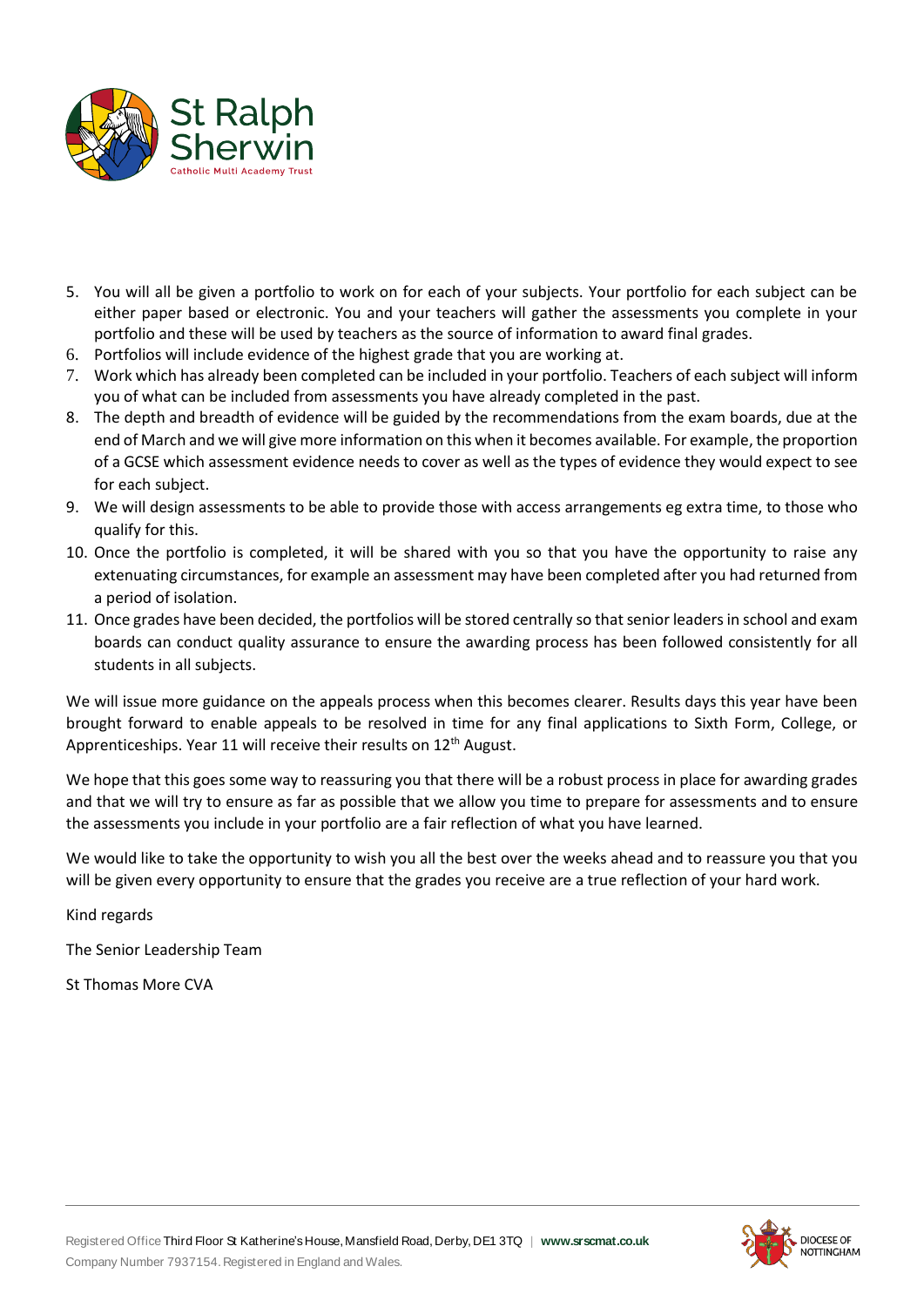5. You will all be given a portfolio to work on for each of your subjects. Your portfolio for each subject can be either paper based or electronic. You and your teachers will gather the assessments you complete in your portfolio and these will be used by teachers as the source of information to award final grades.
6. Portfolios will include evidence of the highest grade that you are working at.
7. Work which has already been completed can be included in your portfolio. Teachers of each subject will inform you of what can be included from assessments you have already completed in the past.
8. The depth and breadth of evidence will be guided by the recommendations from the exam boards, due at the end of March and we will give more information on this when it becomes available. For example, the proportion of a GCSE which assessment evidence needs to cover as well as the types of evidence they would expect to see for each subject.
9. We will design assessments to be able to provide those with access arrangements eg extra time, to those who qualify for this.
10. Once the portfolio is completed, it will be shared with you so that you have the opportunity to raise any extenuating circumstances, for example an assessment may have been completed after you had returned from a period of isolation.
11. Once grades have been decided, the portfolios will be stored centrally so that senior leaders in school and exam boards can conduct quality assurance to ensure the awarding process has been followed consistently for all students in all subjects.

We will issue more guidance on the appeals process when this becomes clearer. Results days this year have been brought forward to enable appeals to be resolved in time for any final applications to Sixth Form, College, or Apprenticeships. Year 11 will receive their results on 12th August.

We hope that this goes some way to reassuring you that there will be a robust process in place for awarding grades and that we will try to ensure as far as possible that we allow you time to prepare for assessments and to ensure the assessments you include in your portfolio are a fair reflection of what you have learned.

We would like to take the opportunity to wish you all the best over the weeks ahead and to reassure you that you will be given every opportunity to ensure that the grades you receive are a true reflection of your hard work.

Kind regards

The Senior Leadership Team

St Thomas More CVA